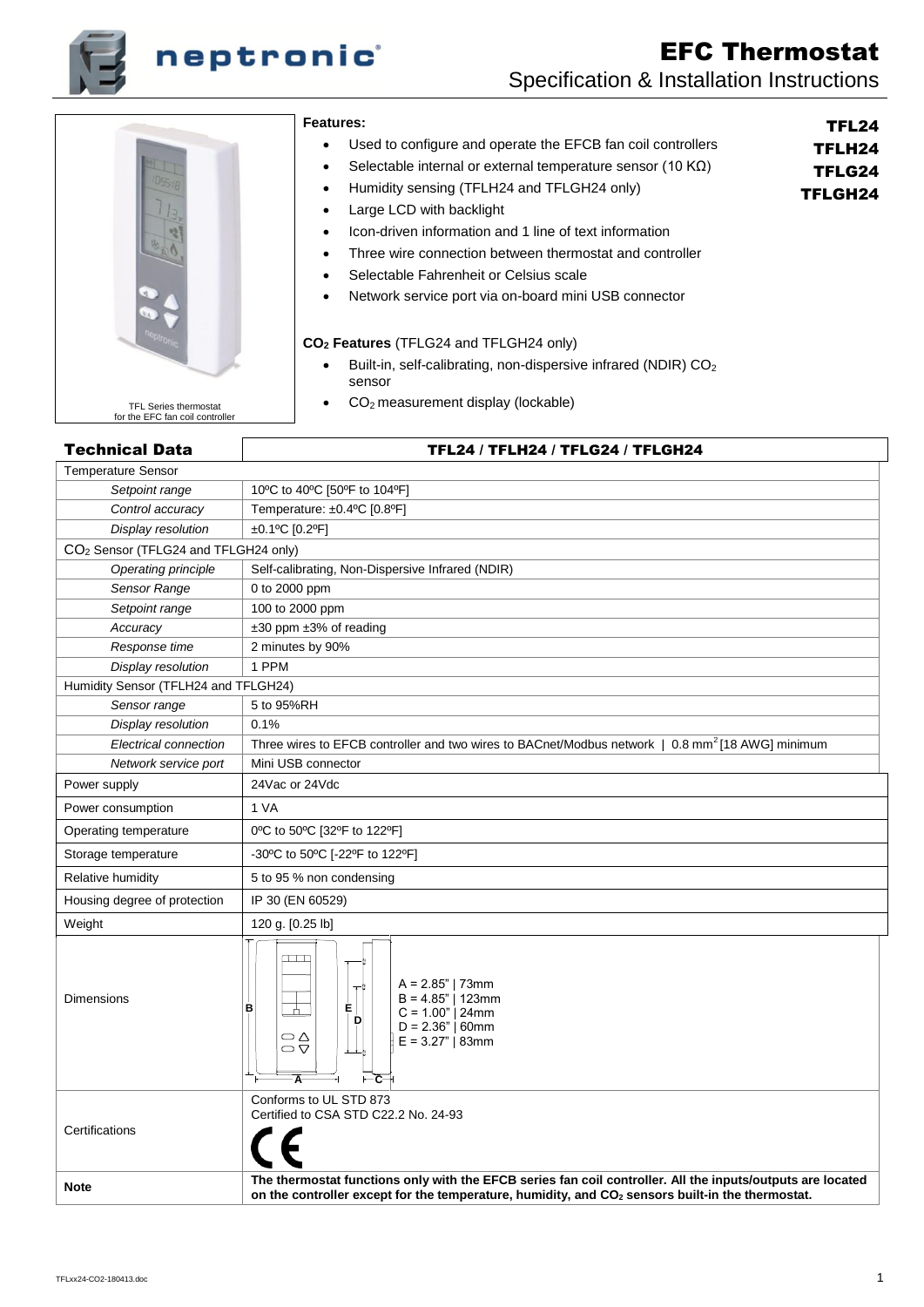# EFC Thermostat

## Specification & Installation Instructions

TFL Series thermostat for the EFC fan coil controller

**TFL24**
**TFLH24**
**TFLG24**
**TFLGH24**

**Features:**

- Used to configure and operate the EFCB fan coil controllers
- Selectable internal or external temperature sensor (10 KΩ)
- Humidity sensing (TFLH24 and TFLGH24 only)
- Large LCD with backlight
- Icon-driven information and 1 line of text information
- Three wire connection between thermostat and controller
- Selectable Fahrenheit or Celsius scale
- Network service port via on-board mini USB connector

**$CO_2$ Features** (TFLG24 and TFLGH24 only)

- Built-in, self-calibrating, non-dispersive infrared (NDIR) $CO_2$ sensor
- $CO_2$ measurement display (lockable)

| Technical Data | TFL24 / TFLH24 / TFLG24 / TFLGH24 |
|---|---|
| Temperature Sensor | |
| *Setpoint range* | 10ºC to 40ºC [50ºF to 104ºF] |
| *Control accuracy* | Temperature: ±0.4ºC [0.8ºF] |
| *Display resolution* | ±0.1ºC [0.2ºF] |
| $CO_2$ Sensor (TFLG24 and TFLGH24 only) | |
| *Operating principle* | Self-calibrating, Non-Dispersive Infrared (NDIR) |
| *Sensor Range* | 0 to 2000 ppm |
| *Setpoint range* | 100 to 2000 ppm |
| *Accuracy* | ±30 ppm ±3% of reading |
| *Response time* | 2 minutes by 90% |
| *Display resolution* | 1 PPM |
| Humidity Sensor (TFLH24 and TFLGH24) | |
| *Sensor range* | 5 to 95%RH |
| *Display resolution* | 0.1% |
| *Electrical connection* | Three wires to EFCB controller and two wires to BACnet/Modbus network \| 0.8 $mm^2$ [18 AWG] minimum |
| *Network service port* | Mini USB connector |
| Power supply | 24Vac or 24Vdc |
| Power consumption | 1 VA |
| Operating temperature | 0ºC to 50ºC [32ºF to 122ºF] |
| Storage temperature | -30ºC to 50ºC [-22ºF to 122ºF] |
| Relative humidity | 5 to 95 % non condensing |
| Housing degree of protection | IP 30 (EN 60529) |
| Weight | 120 g. [0.25 lb] |
| Dimensions | A = 2.85" \| 73mm<br>B = 4.85" \| 123mm<br>C = 1.00" \| 24mm<br>D = 2.36" \| 60mm<br>E = 3.27" \| 83mm |
| Certifications | Conforms to UL STD 873<br>Certified to CSA STD C22.2 No. 24-93<br>CE |
| **Note** | **The thermostat functions only with the EFCB series fan coil controller. All the inputs/outputs are located on the controller except for the temperature, humidity, and $CO_2$ sensors built-in the thermostat.** |

TFLxx24-CO2-180413.doc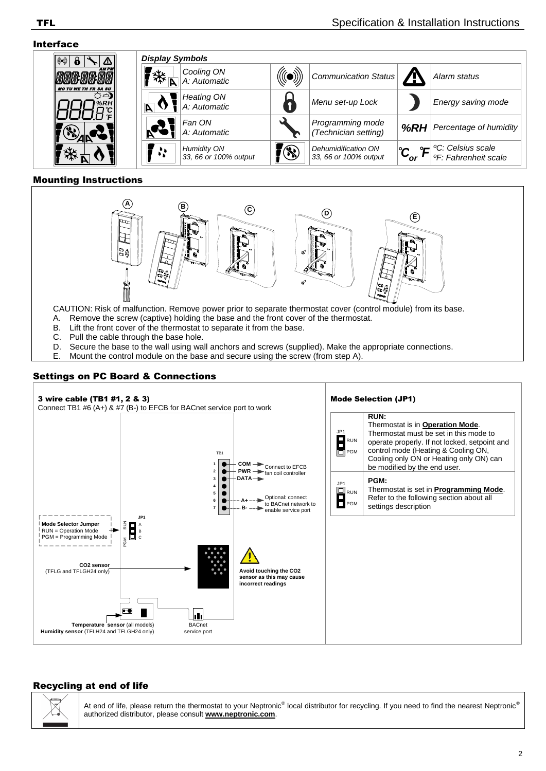## Interface

### Display Symbols

| | | | | | |
|---|---|---|---|---|---|
| | Cooling ON<br>A: Automatic | | Communication Status | | Alarm status |
| | Heating ON<br>A: Automatic | | Menu set-up Lock | | Energy saving mode |
| | Fan ON<br>A: Automatic | | Programming mode<br>(Technician setting) | %RH | Percentage of humidity |
| | Humidity ON<br>33, 66 or 100% output | | Dehumidification ON<br>33, 66 or 100% output | °C or °F | ºC: Celsius scale<br>ºF: Fahrenheit scale |

## Mounting Instructions

CAUTION: Risk of malfunction. Remove power prior to separate thermostat cover (control module) from its base.

A. Remove the screw (captive) holding the base and the front cover of the thermostat.
B. Lift the front cover of the thermostat to separate it from the base.
C. Pull the cable through the base hole.
D. Secure the base to the wall using wall anchors and screws (supplied). Make the appropriate connections.
E. Mount the control module on the base and secure using the screw (from step A).

## Settings on PC Board & Connections

### 3 wire cable (TB1 #1, 2 & 3)

Connect TB1 #6 (A+) & #7 (B-) to EFCB for BACnet service port to work

TB1
1 COM
2 PWR
3 DATA
Connect to EFCB fan coil controller
4
5
6 A+
7 B-
Optional: connect to BACnet network to enable service port

Mode Selector Jumper
RUN = Operation Mode
PGM = Programming Mode

JP1
RUN
PGM
A
B
C

CO2 sensor
(TFLG and TFLGH24 only)

Avoid touching the CO2 sensor as this may cause incorrect readings

Temperature sensor (all models)
Humidity sensor (TFLH24 and TFLGH24 only)

BACnet service port

### Mode Selection (JP1)

| | |
|---|---|
| JP1 RUN PGM | **RUN:**<br>Thermostat is in **Operation Mode**.<br>Thermostat must be set in this mode to operate properly. If not locked, setpoint and control mode (Heating & Cooling ON, Cooling only ON or Heating only ON) can be modified by the end user. |
| JP1 RUN PGM | **PGM:**<br>Thermostat is set in **Programming Mode**.<br>Refer to the following section about all settings description |

## Recycling at end of life

At end of life, please return the thermostat to your Neptronic® local distributor for recycling. If you need to find the nearest Neptronic® authorized distributor, please consult **www.neptronic.com**.